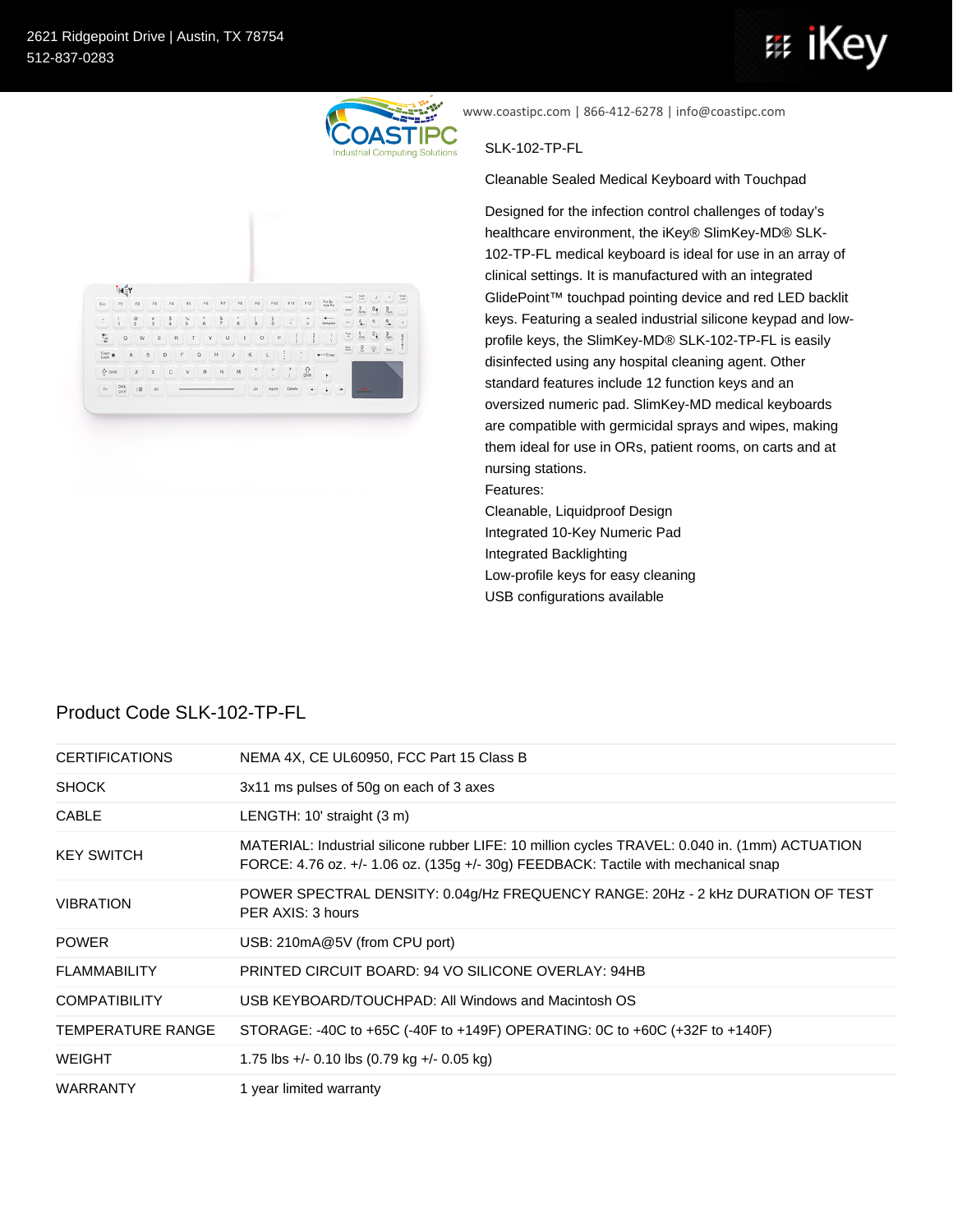2621 Ridgepoint Drive | Austin, TX 78754
512-837-0283

www.coastipc.com | 866-412-6278 | info@coastipc.com

SLK-102-TP-FL

Cleanable Sealed Medical Keyboard with Touchpad

Designed for the infection control challenges of today's healthcare environment, the iKey® SlimKey-MD® SLK-102-TP-FL medical keyboard is ideal for use in an array of clinical settings. It is manufactured with an integrated GlidePoint™ touchpad pointing device and red LED backlit keys. Featuring a sealed industrial silicone keypad and low-profile keys, the SlimKey-MD® SLK-102-TP-FL is easily disinfected using any hospital cleaning agent. Other standard features include 12 function keys and an oversized numeric pad. SlimKey-MD medical keyboards are compatible with germicidal sprays and wipes, making them ideal for use in ORs, patient rooms, on carts and at nursing stations.

Features:

- Cleanable, Liquidproof Design
- Integrated 10-Key Numeric Pad
- Integrated Backlighting
- Low-profile keys for easy cleaning
- USB configurations available

## Product Code SLK-102-TP-FL

| | |
|---|---|
| CERTIFICATIONS | NEMA 4X, CE UL60950, FCC Part 15 Class B |
| SHOCK | 3x11 ms pulses of 50g on each of 3 axes |
| CABLE | LENGTH: 10' straight (3 m) |
| KEY SWITCH | MATERIAL: Industrial silicone rubber LIFE: 10 million cycles TRAVEL: 0.040 in. (1mm) ACTUATION FORCE: 4.76 oz. +/- 1.06 oz. (135g +/- 30g) FEEDBACK: Tactile with mechanical snap |
| VIBRATION | POWER SPECTRAL DENSITY: 0.04g/Hz FREQUENCY RANGE: 20Hz - 2 kHz DURATION OF TEST PER AXIS: 3 hours |
| POWER | USB: 210mA@5V (from CPU port) |
| FLAMMABILITY | PRINTED CIRCUIT BOARD: 94 VO SILICONE OVERLAY: 94HB |
| COMPATIBILITY | USB KEYBOARD/TOUCHPAD: All Windows and Macintosh OS |
| TEMPERATURE RANGE | STORAGE: -40C to +65C (-40F to +149F) OPERATING: 0C to +60C (+32F to +140F) |
| WEIGHT | 1.75 lbs +/- 0.10 lbs (0.79 kg +/- 0.05 kg) |
| WARRANTY | 1 year limited warranty |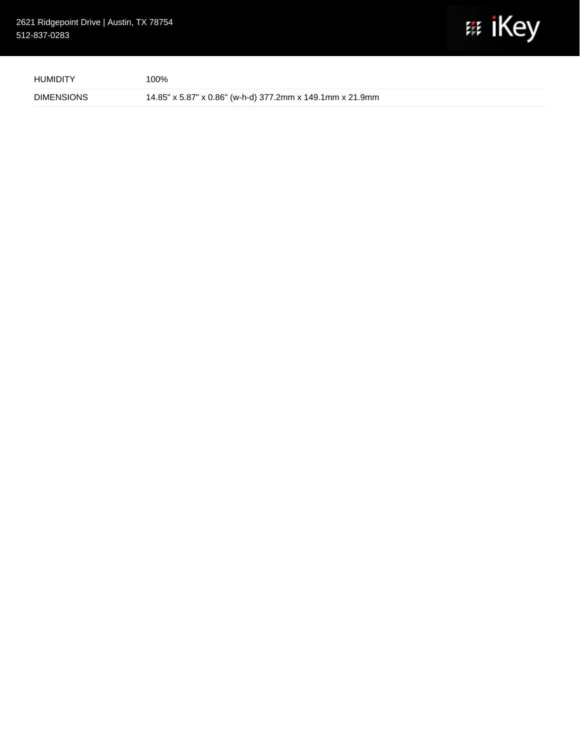| | |
|---|---|
| HUMIDITY | 100% |
| DIMENSIONS | 14.85" x 5.87" x 0.86" (w-h-d) 377.2mm x 149.1mm x 21.9mm |